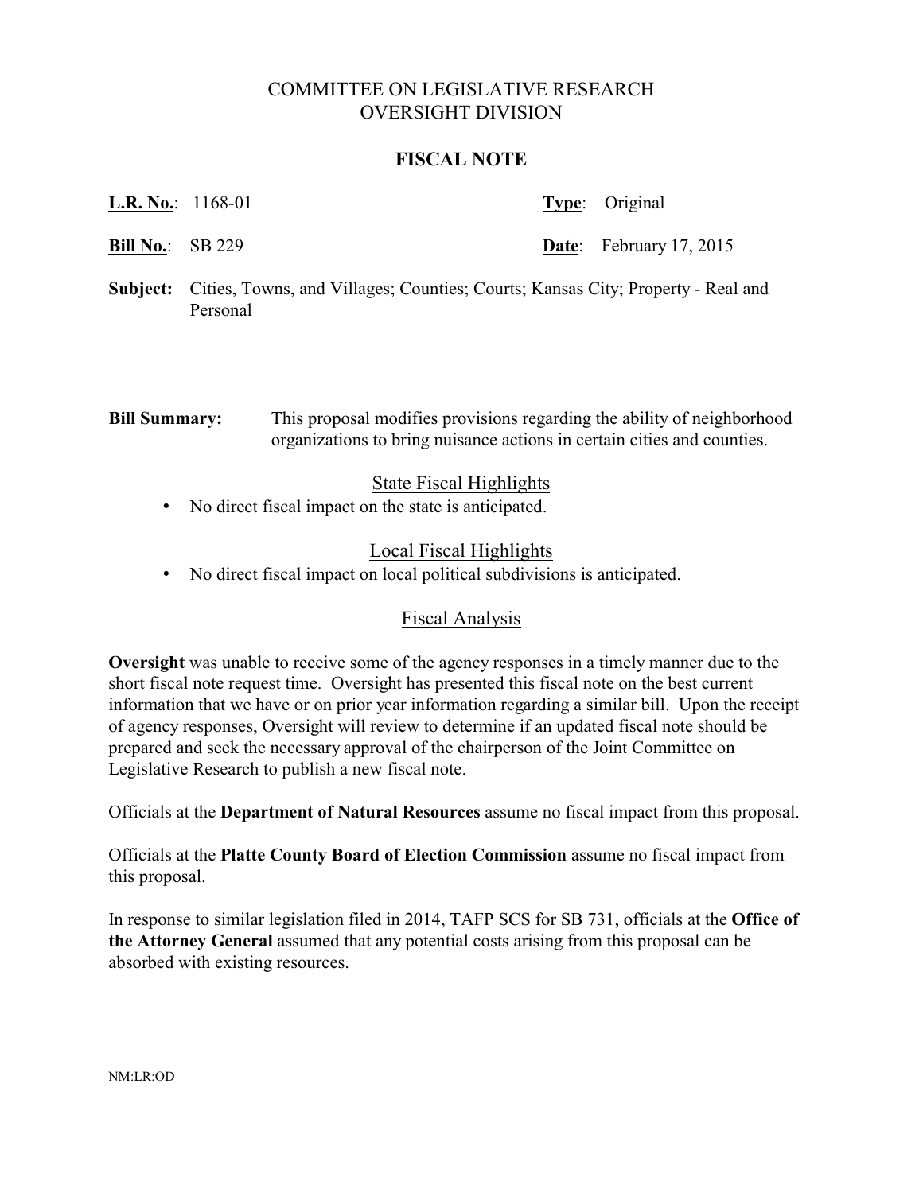# COMMITTEE ON LEGISLATIVE RESEARCH
# OVERSIGHT DIVISION

## FISCAL NOTE

**L.R. No.**: 1168-01 **Type**: Original

**Bill No.**: SB 229 **Date**: February 17, 2015

**Subject:** Cities, Towns, and Villages; Counties; Courts; Kansas City; Property - Real and Personal

---

**Bill Summary:** This proposal modifies provisions regarding the ability of neighborhood organizations to bring nuisance actions in certain cities and counties.

### State Fiscal Highlights

- No direct fiscal impact on the state is anticipated.

### Local Fiscal Highlights

- No direct fiscal impact on local political subdivisions is anticipated.

### Fiscal Analysis

**Oversight** was unable to receive some of the agency responses in a timely manner due to the short fiscal note request time. Oversight has presented this fiscal note on the best current information that we have or on prior year information regarding a similar bill. Upon the receipt of agency responses, Oversight will review to determine if an updated fiscal note should be prepared and seek the necessary approval of the chairperson of the Joint Committee on Legislative Research to publish a new fiscal note.

Officials at the **Department of Natural Resources** assume no fiscal impact from this proposal.

Officials at the **Platte County Board of Election Commission** assume no fiscal impact from this proposal.

In response to similar legislation filed in 2014, TAFP SCS for SB 731, officials at the **Office of the Attorney General** assumed that any potential costs arising from this proposal can be absorbed with existing resources.

NM:LR:OD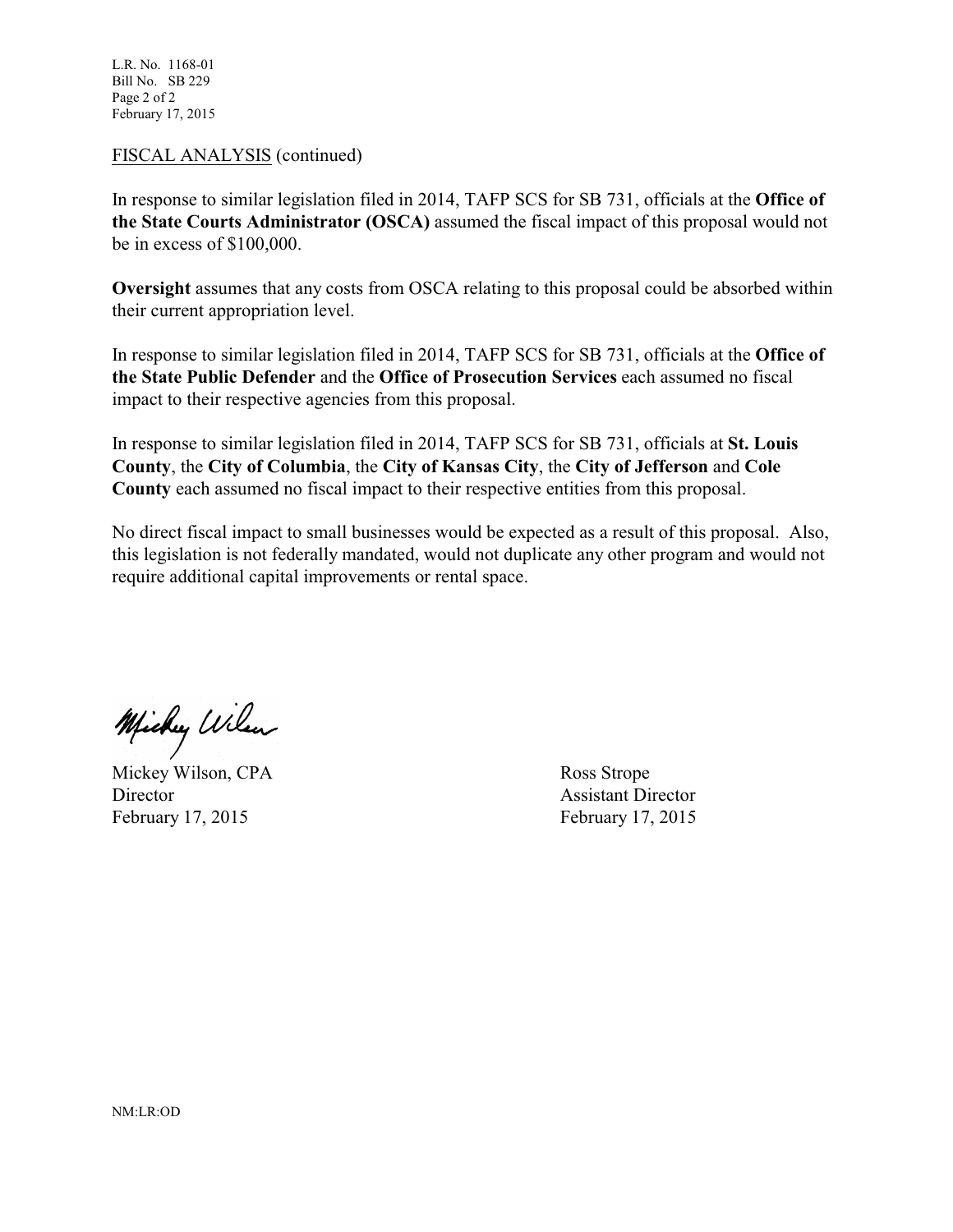FISCAL ANALYSIS (continued)

In response to similar legislation filed in 2014, TAFP SCS for SB 731, officials at the **Office of the State Courts Administrator (OSCA)** assumed the fiscal impact of this proposal would not be in excess of $100,000.

**Oversight** assumes that any costs from OSCA relating to this proposal could be absorbed within their current appropriation level.

In response to similar legislation filed in 2014, TAFP SCS for SB 731, officials at the **Office of the State Public Defender** and the **Office of Prosecution Services** each assumed no fiscal impact to their respective agencies from this proposal.

In response to similar legislation filed in 2014, TAFP SCS for SB 731, officials at **St. Louis County**, the **City of Columbia**, the **City of Kansas City**, the **City of Jefferson** and **Cole County** each assumed no fiscal impact to their respective entities from this proposal.

No direct fiscal impact to small businesses would be expected as a result of this proposal. Also, this legislation is not federally mandated, would not duplicate any other program and would not require additional capital improvements or rental space.

Mickey Wilson, CPA
Director
February 17, 2015

Ross Strope
Assistant Director
February 17, 2015

NM:LR:OD